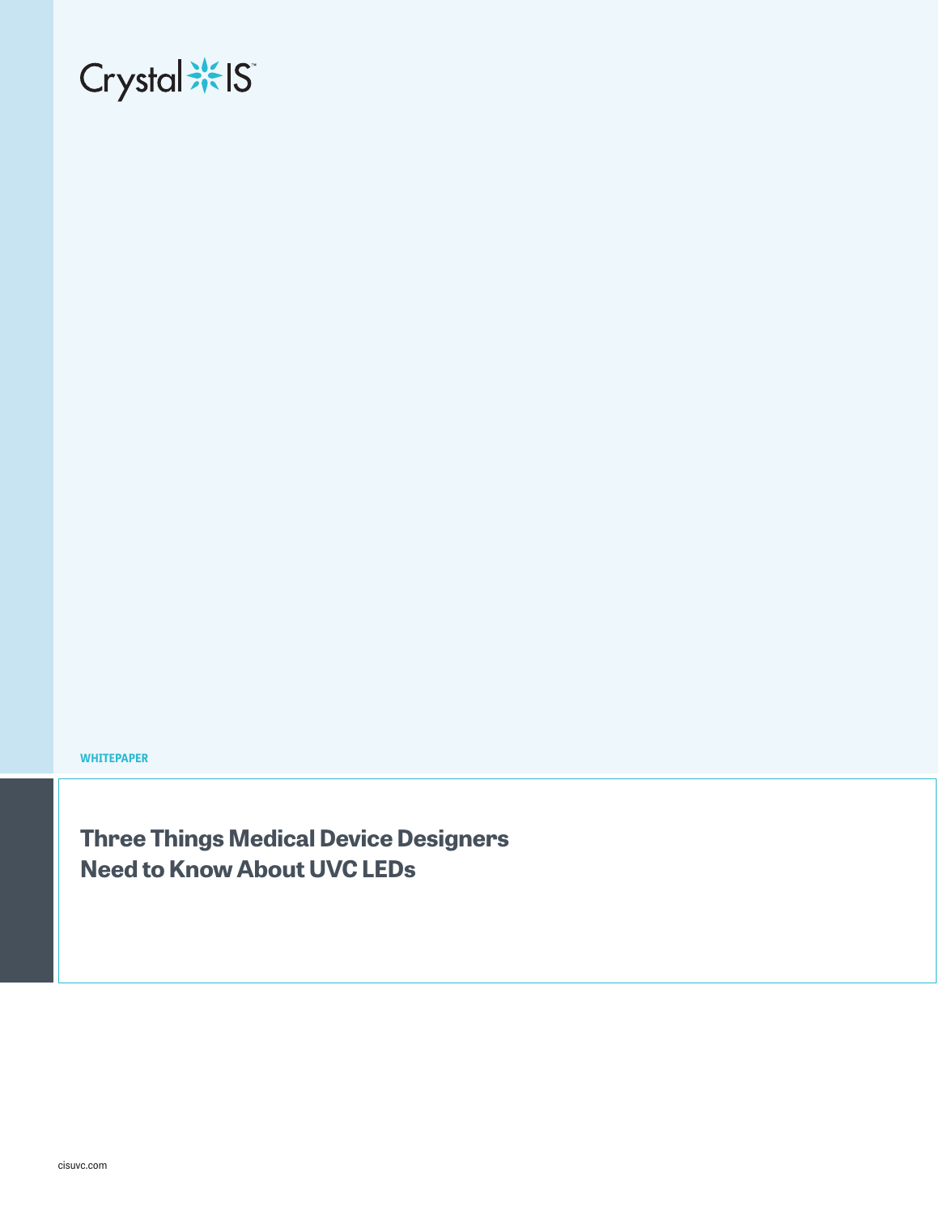Crystal IS™

WHITEPAPER

# Three Things Medical Device Designers Need to Know About UVC LEDs

cisuvc.com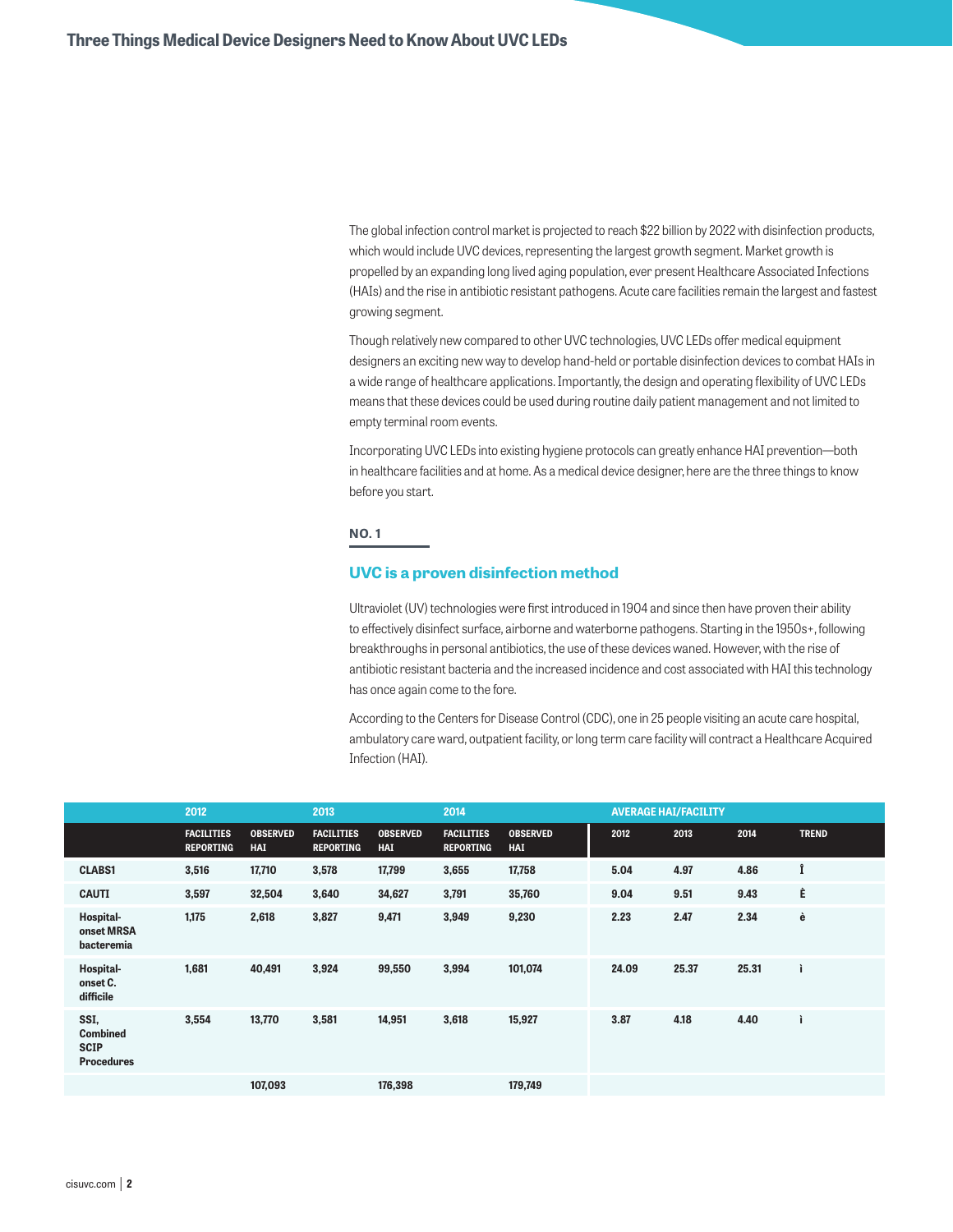The global infection control market is projected to reach $22 billion by 2022 with disinfection products, which would include UVC devices, representing the largest growth segment. Market growth is propelled by an expanding long lived aging population, ever present Healthcare Associated Infections (HAIs) and the rise in antibiotic resistant pathogens. Acute care facilities remain the largest and fastest growing segment.

Though relatively new compared to other UVC technologies, UVC LEDs offer medical equipment designers an exciting new way to develop hand-held or portable disinfection devices to combat HAIs in a wide range of healthcare applications. Importantly, the design and operating flexibility of UVC LEDs means that these devices could be used during routine daily patient management and not limited to empty terminal room events.

Incorporating UVC LEDs into existing hygiene protocols can greatly enhance HAI prevention—both in healthcare facilities and at home. As a medical device designer, here are the three things to know before you start.

**NO. 1**

## UVC is a proven disinfection method

Ultraviolet (UV) technologies were first introduced in 1904 and since then have proven their ability to effectively disinfect surface, airborne and waterborne pathogens. Starting in the 1950s+, following breakthroughs in personal antibiotics, the use of these devices waned. However, with the rise of antibiotic resistant bacteria and the increased incidence and cost associated with HAI this technology has once again come to the fore.

According to the Centers for Disease Control (CDC), one in 25 people visiting an acute care hospital, ambulatory care ward, outpatient facility, or long term care facility will contract a Healthcare Acquired Infection (HAI).

| | 2012 | | 2013 | | 2014 | | AVERAGE HAI/FACILITY | | | |
|---|---|---|---|---|---|---|---|---|---|---|
| | FACILITIES REPORTING | OBSERVED HAI | FACILITIES REPORTING | OBSERVED HAI | FACILITIES REPORTING | OBSERVED HAI | 2012 | 2013 | 2014 | TREND |
| CLABS1 | 3,516 | 17,710 | 3,578 | 17,799 | 3,655 | 17,758 | 5.04 | 4.97 | 4.86 | Î |
| CAUTI | 3,597 | 32,504 | 3,640 | 34,627 | 3,791 | 35,760 | 9.04 | 9.51 | 9.43 | È |
| Hospital-onset MRSA bacteremia | 1,175 | 2,618 | 3,827 | 9,471 | 3,949 | 9,230 | 2.23 | 2.47 | 2.34 | è |
| Hospital-onset C. difficile | 1,681 | 40,491 | 3,924 | 99,550 | 3,994 | 101,074 | 24.09 | 25.37 | 25.31 | ì |
| SSI, Combined SCIP Procedures | 3,554 | 13,770 | 3,581 | 14,951 | 3,618 | 15,927 | 3.87 | 4.18 | 4.40 | ì |
| | | 107,093 | | 176,398 | | 179,749 | | | | |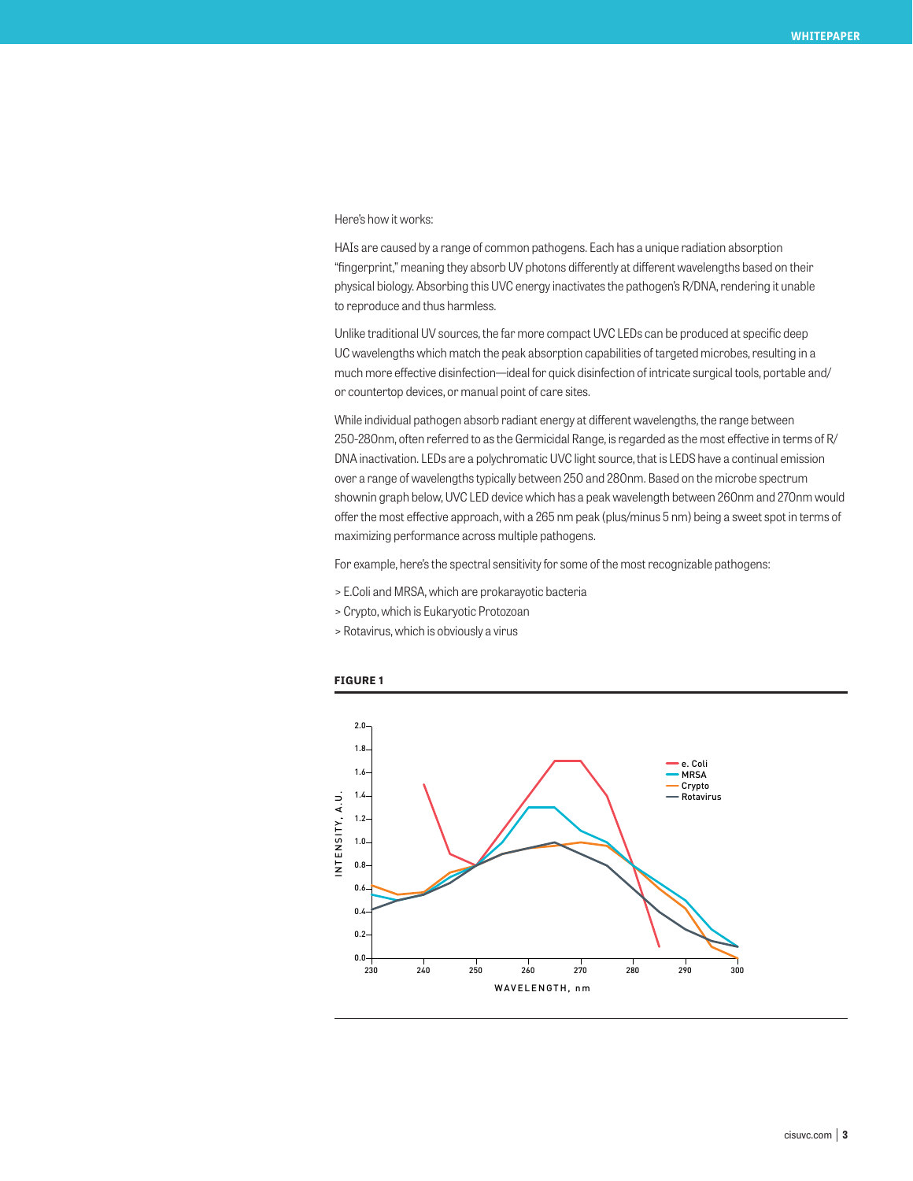Here's how it works:

HAIs are caused by a range of common pathogens. Each has a unique radiation absorption "fingerprint," meaning they absorb UV photons differently at different wavelengths based on their physical biology. Absorbing this UVC energy inactivates the pathogen's R/DNA, rendering it unable to reproduce and thus harmless.

Unlike traditional UV sources, the far more compact UVC LEDs can be produced at specific deep UC wavelengths which match the peak absorption capabilities of targeted microbes, resulting in a much more effective disinfection—ideal for quick disinfection of intricate surgical tools, portable and/or countertop devices, or manual point of care sites.

While individual pathogen absorb radiant energy at different wavelengths, the range between 250-280nm, often referred to as the Germicidal Range, is regarded as the most effective in terms of R/DNA inactivation. LEDs are a polychromatic UVC light source, that is LEDS have a continual emission over a range of wavelengths typically between 250 and 280nm. Based on the microbe spectrum shownin graph below, UVC LED device which has a peak wavelength between 260nm and 270nm would offer the most effective approach, with a 265 nm peak (plus/minus 5 nm) being a sweet spot in terms of maximizing performance across multiple pathogens.

For example, here's the spectral sensitivity for some of the most recognizable pathogens:

> E.Coli and MRSA, which are prokarayotic bacteria
> Crypto, which is Eukaryotic Protozoan
> Rotavirus, which is obviously a virus

**FIGURE 1**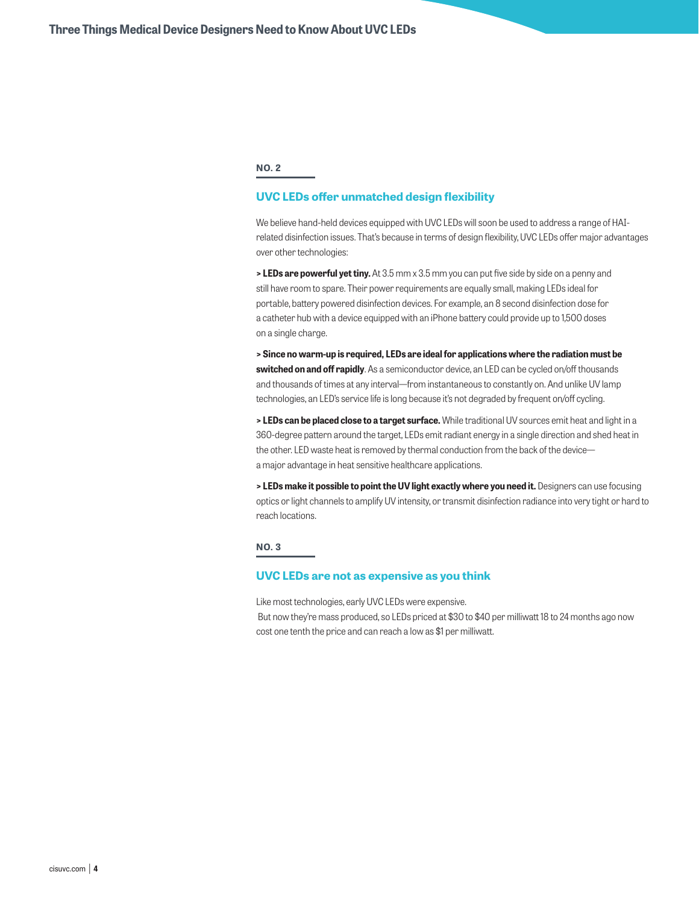**NO. 2**

## UVC LEDs offer unmatched design flexibility

We believe hand-held devices equipped with UVC LEDs will soon be used to address a range of HAI-related disinfection issues. That's because in terms of design flexibility, UVC LEDs offer major advantages over other technologies:

**> LEDs are powerful yet tiny.** At 3.5 mm x 3.5 mm you can put five side by side on a penny and still have room to spare. Their power requirements are equally small, making LEDs ideal for portable, battery powered disinfection devices. For example, an 8 second disinfection dose for a catheter hub with a device equipped with an iPhone battery could provide up to 1,500 doses on a single charge.

**> Since no warm-up is required, LEDs are ideal for applications where the radiation must be switched on and off rapidly**. As a semiconductor device, an LED can be cycled on/off thousands and thousands of times at any interval—from instantaneous to constantly on. And unlike UV lamp technologies, an LED's service life is long because it's not degraded by frequent on/off cycling.

**> LEDs can be placed close to a target surface.** While traditional UV sources emit heat and light in a 360-degree pattern around the target, LEDs emit radiant energy in a single direction and shed heat in the other. LED waste heat is removed by thermal conduction from the back of the device—a major advantage in heat sensitive healthcare applications.

**> LEDs make it possible to point the UV light exactly where you need it.** Designers can use focusing optics or light channels to amplify UV intensity, or transmit disinfection radiance into very tight or hard to reach locations.

**NO. 3**

## UVC LEDs are not as expensive as you think

Like most technologies, early UVC LEDs were expensive.
But now they're mass produced, so LEDs priced at $30 to $40 per milliwatt 18 to 24 months ago now cost one tenth the price and can reach a low as $1 per milliwatt.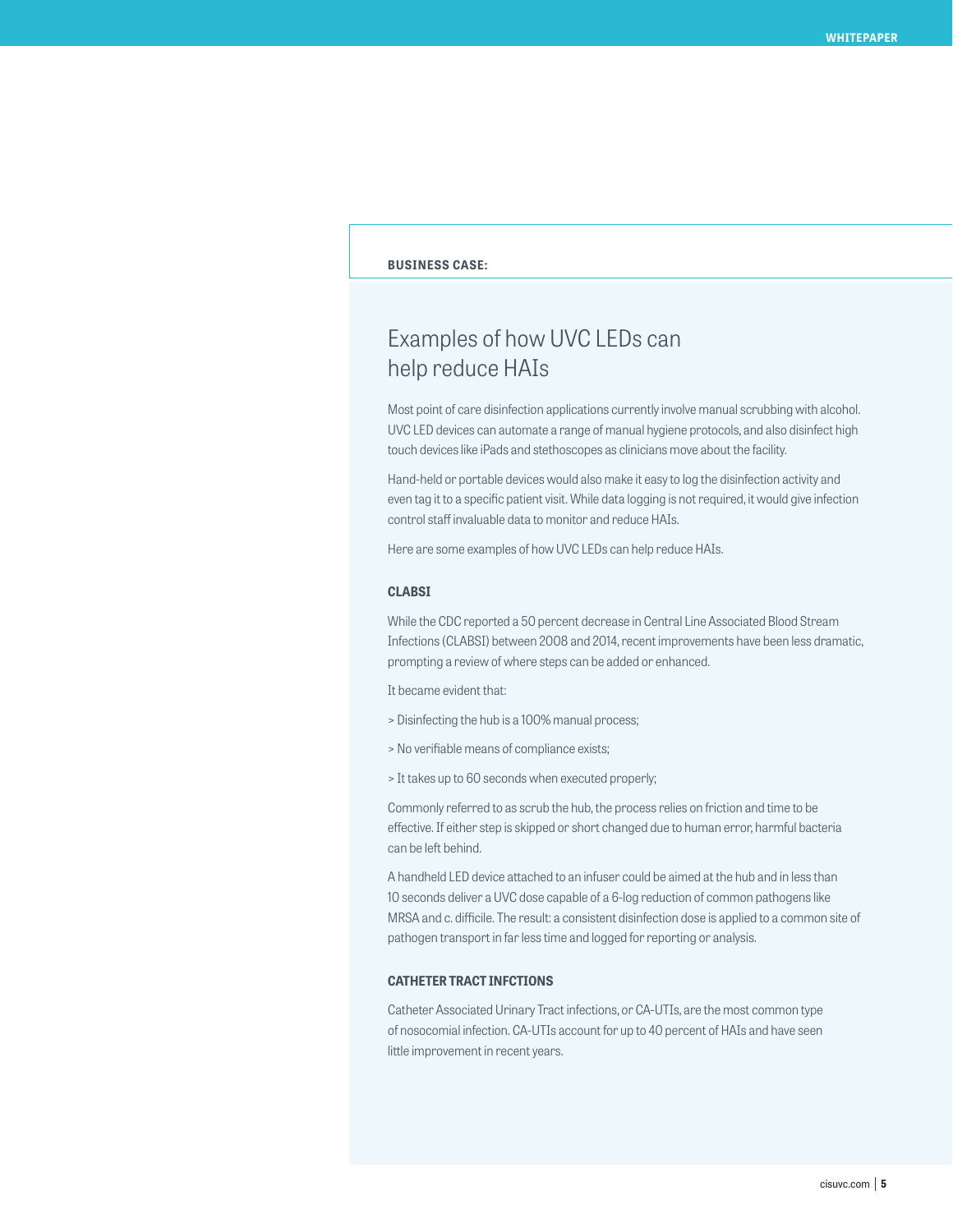**BUSINESS CASE:**

## Examples of how UVC LEDs can help reduce HAIs

Most point of care disinfection applications currently involve manual scrubbing with alcohol. UVC LED devices can automate a range of manual hygiene protocols, and also disinfect high touch devices like iPads and stethoscopes as clinicians move about the facility.

Hand-held or portable devices would also make it easy to log the disinfection activity and even tag it to a specific patient visit. While data logging is not required, it would give infection control staff invaluable data to monitor and reduce HAIs.

Here are some examples of how UVC LEDs can help reduce HAIs.

### CLABSI

While the CDC reported a 50 percent decrease in Central Line Associated Blood Stream Infections (CLABSI) between 2008 and 2014, recent improvements have been less dramatic, prompting a review of where steps can be added or enhanced.

It became evident that:

> Disinfecting the hub is a 100% manual process;

> No verifiable means of compliance exists;

> It takes up to 60 seconds when executed properly;

Commonly referred to as scrub the hub, the process relies on friction and time to be effective. If either step is skipped or short changed due to human error, harmful bacteria can be left behind.

A handheld LED device attached to an infuser could be aimed at the hub and in less than 10 seconds deliver a UVC dose capable of a 6-log reduction of common pathogens like MRSA and c. difficile. The result: a consistent disinfection dose is applied to a common site of pathogen transport in far less time and logged for reporting or analysis.

### CATHETER TRACT INFCTIONS

Catheter Associated Urinary Tract infections, or CA-UTIs, are the most common type of nosocomial infection. CA-UTIs account for up to 40 percent of HAIs and have seen little improvement in recent years.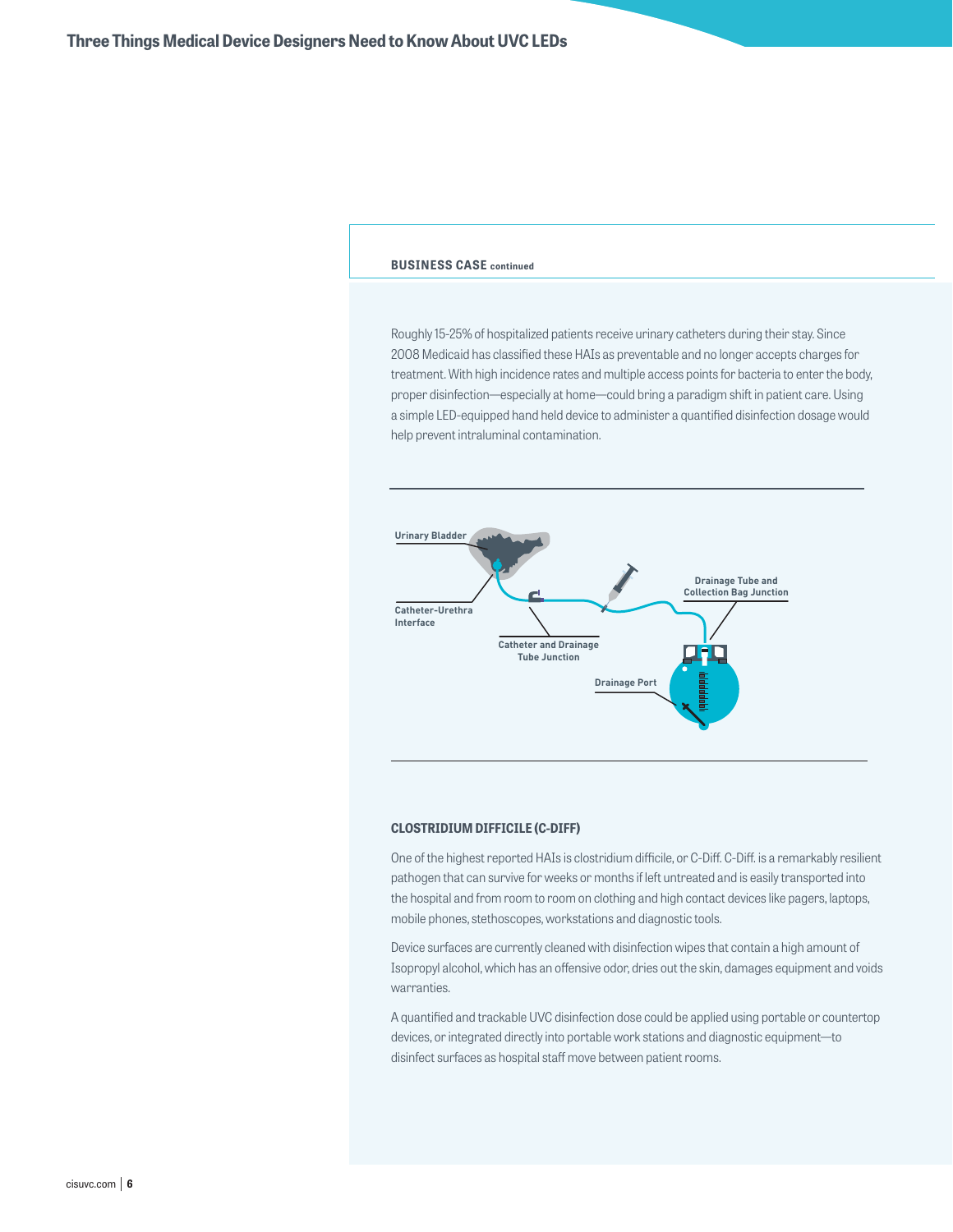**BUSINESS CASE** continued

Roughly 15-25% of hospitalized patients receive urinary catheters during their stay. Since 2008 Medicaid has classified these HAIs as preventable and no longer accepts charges for treatment. With high incidence rates and multiple access points for bacteria to enter the body, proper disinfection—especially at home—could bring a paradigm shift in patient care. Using a simple LED-equipped hand held device to administer a quantified disinfection dosage would help prevent intraluminal contamination.

Urinary Bladder

Catheter-Urethra Interface

Catheter and Drainage Tube Junction

Drainage Tube and Collection Bag Junction

Drainage Port

### CLOSTRIDIUM DIFFICILE (C-DIFF)

One of the highest reported HAIs is clostridium difficile, or C-Diff. C-Diff. is a remarkably resilient pathogen that can survive for weeks or months if left untreated and is easily transported into the hospital and from room to room on clothing and high contact devices like pagers, laptops, mobile phones, stethoscopes, workstations and diagnostic tools.

Device surfaces are currently cleaned with disinfection wipes that contain a high amount of Isopropyl alcohol, which has an offensive odor, dries out the skin, damages equipment and voids warranties.

A quantified and trackable UVC disinfection dose could be applied using portable or countertop devices, or integrated directly into portable work stations and diagnostic equipment—to disinfect surfaces as hospital staff move between patient rooms.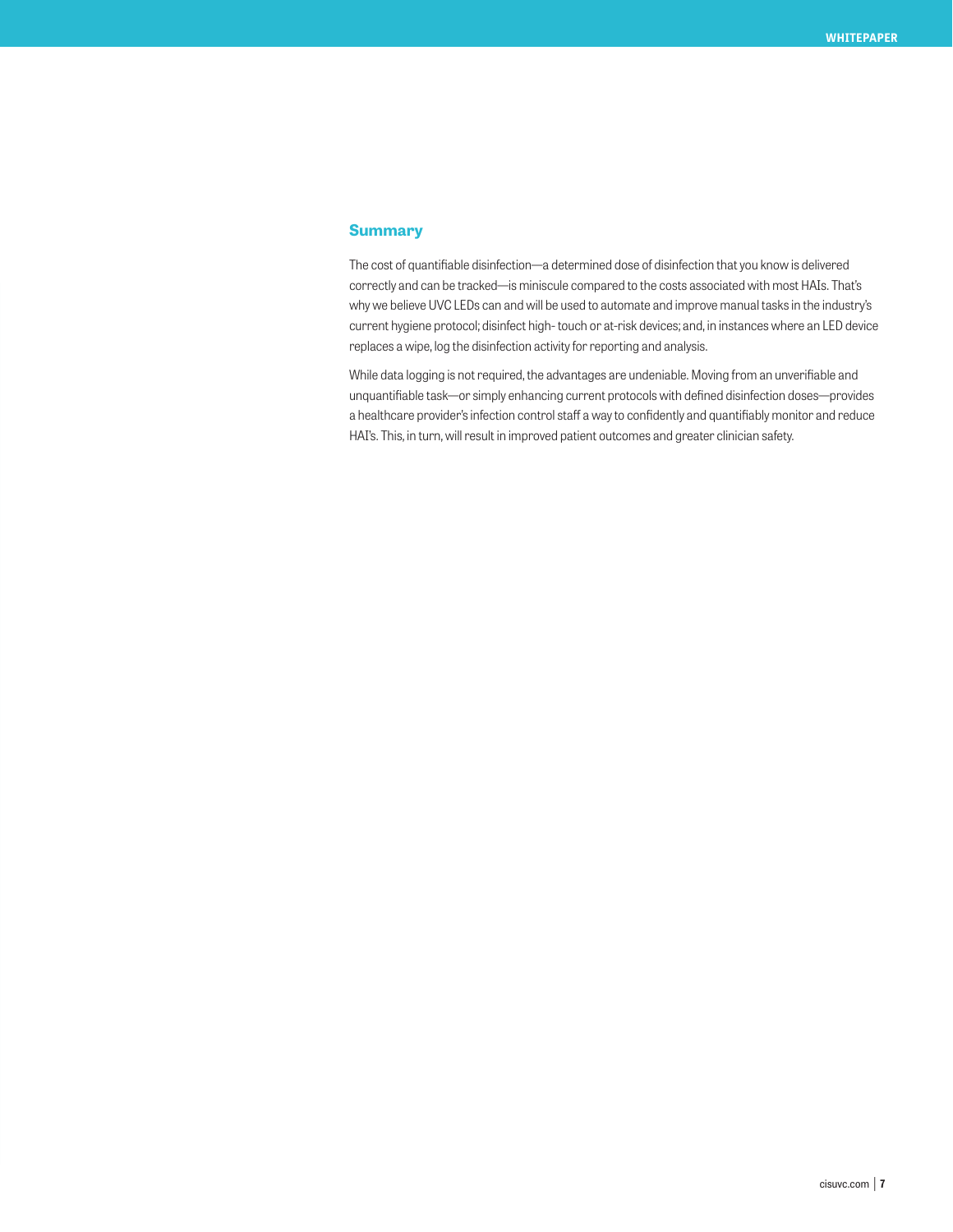## Summary

The cost of quantifiable disinfection—a determined dose of disinfection that you know is delivered correctly and can be tracked—is miniscule compared to the costs associated with most HAIs. That's why we believe UVC LEDs can and will be used to automate and improve manual tasks in the industry's current hygiene protocol; disinfect high- touch or at-risk devices; and, in instances where an LED device replaces a wipe, log the disinfection activity for reporting and analysis.

While data logging is not required, the advantages are undeniable. Moving from an unverifiable and unquantifiable task—or simply enhancing current protocols with defined disinfection doses—provides a healthcare provider's infection control staff a way to confidently and quantifiably monitor and reduce HAI's. This, in turn, will result in improved patient outcomes and greater clinician safety.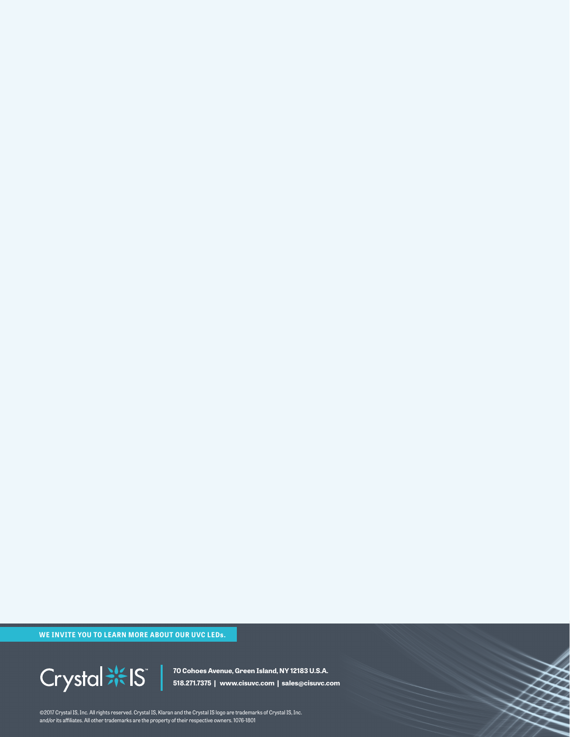**WE INVITE YOU TO LEARN MORE ABOUT OUR UVC LEDs.**

Crystal IS™

**70 Cohoes Avenue, Green Island, NY 12183 U.S.A.**

**518.271.7375 | www.cisuvc.com | sales@cisuvc.com**

©2017 Crystal IS, Inc. All rights reserved. Crystal IS, Klaran and the Crystal IS logo are trademarks of Crystal IS, Inc. and/or its affiliates. All other trademarks are the property of their respective owners. 1076-1801